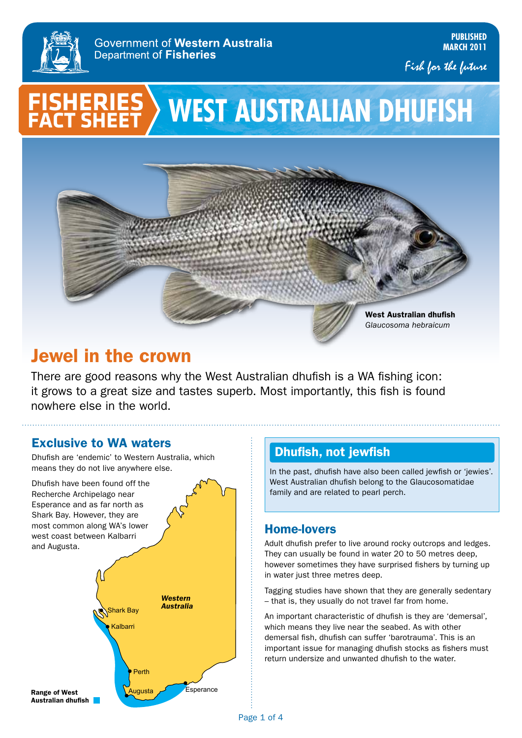Government of **Western Australia**
Department of **Fisheries**

**PUBLISHED MARCH 2011**

*Fish for the future*

# FISHERIES FACT SHEET: WEST AUSTRALIAN DHUFISH

**West Australian dhufish**
*Glaucosoma hebraicum*

## Jewel in the crown

There are good reasons why the West Australian dhufish is a WA fishing icon: it grows to a great size and tastes superb. Most importantly, this fish is found nowhere else in the world.

### Exclusive to WA waters

Dhufish are 'endemic' to Western Australia, which means they do not live anywhere else.

Dhufish have been found off the Recherche Archipelago near Esperance and as far north as Shark Bay. However, they are most common along WA's lower west coast between Kalbarri and Augusta.

Western Australia

Shark Bay

Kalbarri

Perth

Augusta

Esperance

**Range of West Australian dhufish**

### Dhufish, not jewfish

In the past, dhufish have also been called jewfish or 'jewies'. West Australian dhufish belong to the Glaucosomatidae family and are related to pearl perch.

### Home-lovers

Adult dhufish prefer to live around rocky outcrops and ledges. They can usually be found in water 20 to 50 metres deep, however sometimes they have surprised fishers by turning up in water just three metres deep.

Tagging studies have shown that they are generally sedentary – that is, they usually do not travel far from home.

An important characteristic of dhufish is they are 'demersal', which means they live near the seabed. As with other demersal fish, dhufish can suffer 'barotrauma'. This is an important issue for managing dhufish stocks as fishers must return undersize and unwanted dhufish to the water.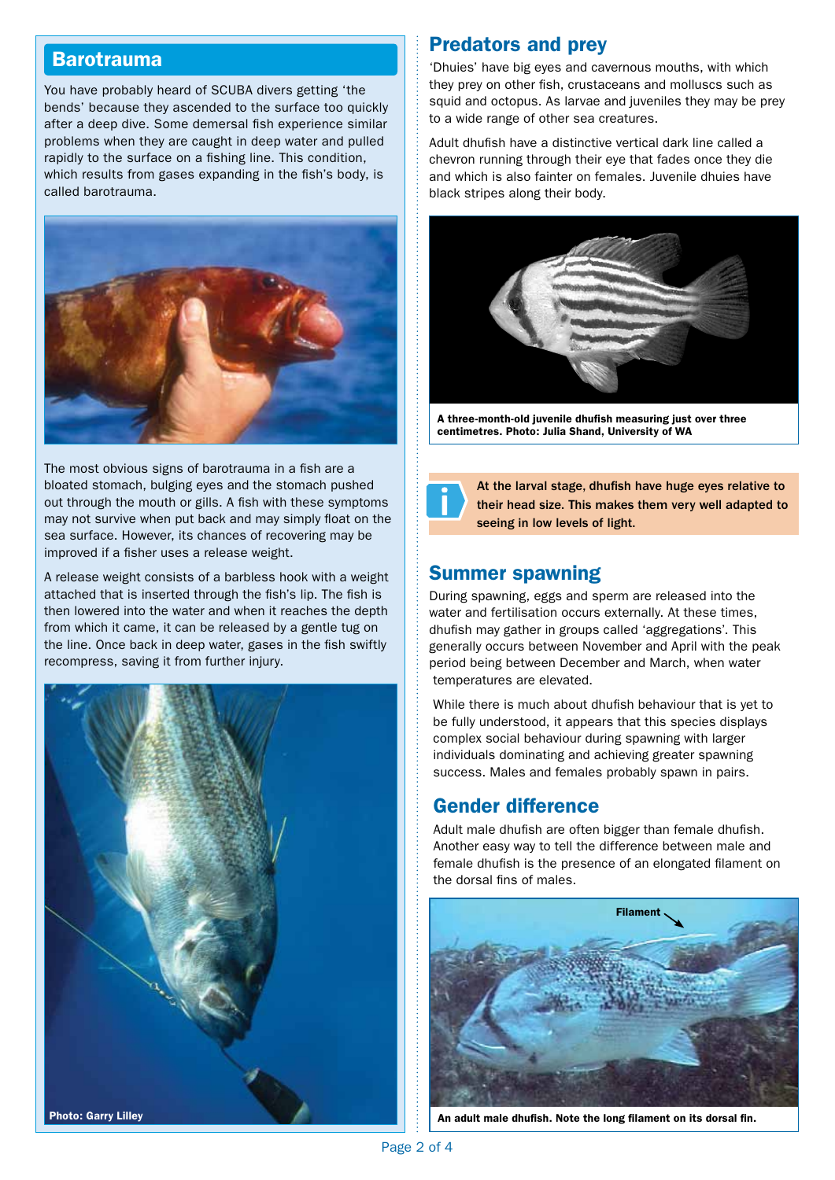## Barotrauma

You have probably heard of SCUBA divers getting 'the bends' because they ascended to the surface too quickly after a deep dive. Some demersal fish experience similar problems when they are caught in deep water and pulled rapidly to the surface on a fishing line. This condition, which results from gases expanding in the fish's body, is called barotrauma.

The most obvious signs of barotrauma in a fish are a bloated stomach, bulging eyes and the stomach pushed out through the mouth or gills. A fish with these symptoms may not survive when put back and may simply float on the sea surface. However, its chances of recovering may be improved if a fisher uses a release weight.

A release weight consists of a barbless hook with a weight attached that is inserted through the fish's lip. The fish is then lowered into the water and when it reaches the depth from which it came, it can be released by a gentle tug on the line. Once back in deep water, gases in the fish swiftly recompress, saving it from further injury.

**Photo: Garry Lilley**

## Predators and prey

'Dhuies' have big eyes and cavernous mouths, with which they prey on other fish, crustaceans and molluscs such as squid and octopus. As larvae and juveniles they may be prey to a wide range of other sea creatures.

Adult dhufish have a distinctive vertical dark line called a chevron running through their eye that fades once they die and which is also fainter on females. Juvenile dhuies have black stripes along their body.

**A three-month-old juvenile dhufish measuring just over three centimetres. Photo: Julia Shand, University of WA**

**At the larval stage, dhufish have huge eyes relative to their head size. This makes them very well adapted to seeing in low levels of light.**

## Summer spawning

During spawning, eggs and sperm are released into the water and fertilisation occurs externally. At these times, dhufish may gather in groups called 'aggregations'. This generally occurs between November and April with the peak period being between December and March, when water temperatures are elevated.

While there is much about dhufish behaviour that is yet to be fully understood, it appears that this species displays complex social behaviour during spawning with larger individuals dominating and achieving greater spawning success. Males and females probably spawn in pairs.

## Gender difference

Adult male dhufish are often bigger than female dhufish. Another easy way to tell the difference between male and female dhufish is the presence of an elongated filament on the dorsal fins of males.

Filament

**An adult male dhufish. Note the long filament on its dorsal fin.**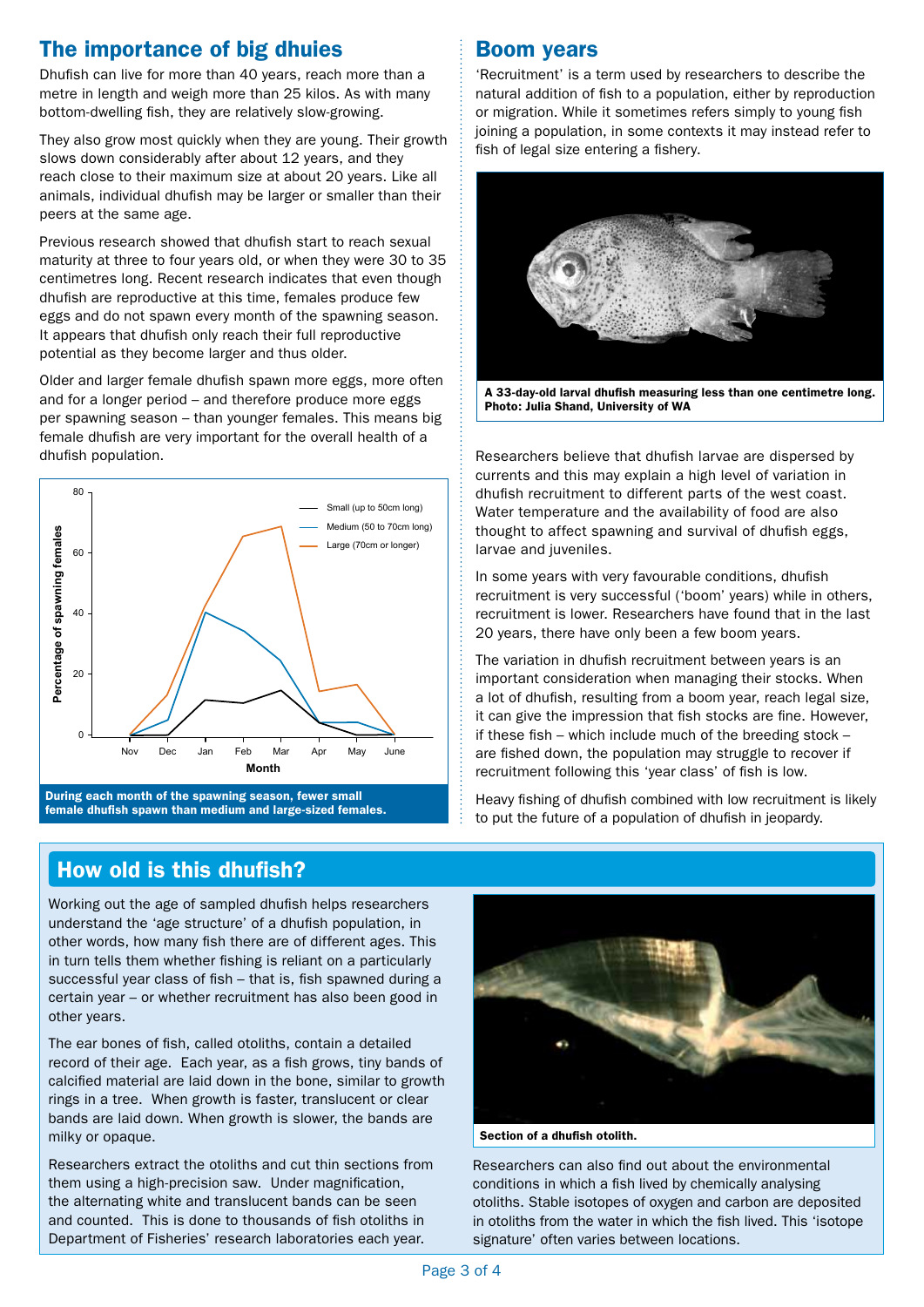## The importance of big dhuies

Dhufish can live for more than 40 years, reach more than a metre in length and weigh more than 25 kilos. As with many bottom-dwelling fish, they are relatively slow-growing.

They also grow most quickly when they are young. Their growth slows down considerably after about 12 years, and they reach close to their maximum size at about 20 years. Like all animals, individual dhufish may be larger or smaller than their peers at the same age.

Previous research showed that dhufish start to reach sexual maturity at three to four years old, or when they were 30 to 35 centimetres long. Recent research indicates that even though dhufish are reproductive at this time, females produce few eggs and do not spawn every month of the spawning season. It appears that dhufish only reach their full reproductive potential as they become larger and thus older.

Older and larger female dhufish spawn more eggs, more often and for a longer period – and therefore produce more eggs per spawning season – than younger females. This means big female dhufish are very important for the overall health of a dhufish population.

Percentage of spawning females
80
60
40
20
0
Nov Dec Jan Feb Mar Apr May June
Month
Small (up to 50cm long)
Medium (50 to 70cm long)
Large (70cm or longer)

**During each month of the spawning season, fewer small female dhufish spawn than medium and large-sized females.**

## Boom years

'Recruitment' is a term used by researchers to describe the natural addition of fish to a population, either by reproduction or migration. While it sometimes refers simply to young fish joining a population, in some contexts it may instead refer to fish of legal size entering a fishery.

**A 33-day-old larval dhufish measuring less than one centimetre long. Photo: Julia Shand, University of WA**

Researchers believe that dhufish larvae are dispersed by currents and this may explain a high level of variation in dhufish recruitment to different parts of the west coast. Water temperature and the availability of food are also thought to affect spawning and survival of dhufish eggs, larvae and juveniles.

In some years with very favourable conditions, dhufish recruitment is very successful ('boom' years) while in others, recruitment is lower. Researchers have found that in the last 20 years, there have only been a few boom years.

The variation in dhufish recruitment between years is an important consideration when managing their stocks. When a lot of dhufish, resulting from a boom year, reach legal size, it can give the impression that fish stocks are fine. However, if these fish – which include much of the breeding stock – are fished down, the population may struggle to recover if recruitment following this 'year class' of fish is low.

Heavy fishing of dhufish combined with low recruitment is likely to put the future of a population of dhufish in jeopardy.

## How old is this dhufish?

Working out the age of sampled dhufish helps researchers understand the 'age structure' of a dhufish population, in other words, how many fish there are of different ages. This in turn tells them whether fishing is reliant on a particularly successful year class of fish – that is, fish spawned during a certain year – or whether recruitment has also been good in other years.

The ear bones of fish, called otoliths, contain a detailed record of their age. Each year, as a fish grows, tiny bands of calcified material are laid down in the bone, similar to growth rings in a tree. When growth is faster, translucent or clear bands are laid down. When growth is slower, the bands are milky or opaque.

Researchers extract the otoliths and cut thin sections from them using a high-precision saw. Under magnification, the alternating white and translucent bands can be seen and counted. This is done to thousands of fish otoliths in Department of Fisheries' research laboratories each year.

**Section of a dhufish otolith.**

Researchers can also find out about the environmental conditions in which a fish lived by chemically analysing otoliths. Stable isotopes of oxygen and carbon are deposited in otoliths from the water in which the fish lived. This 'isotope signature' often varies between locations.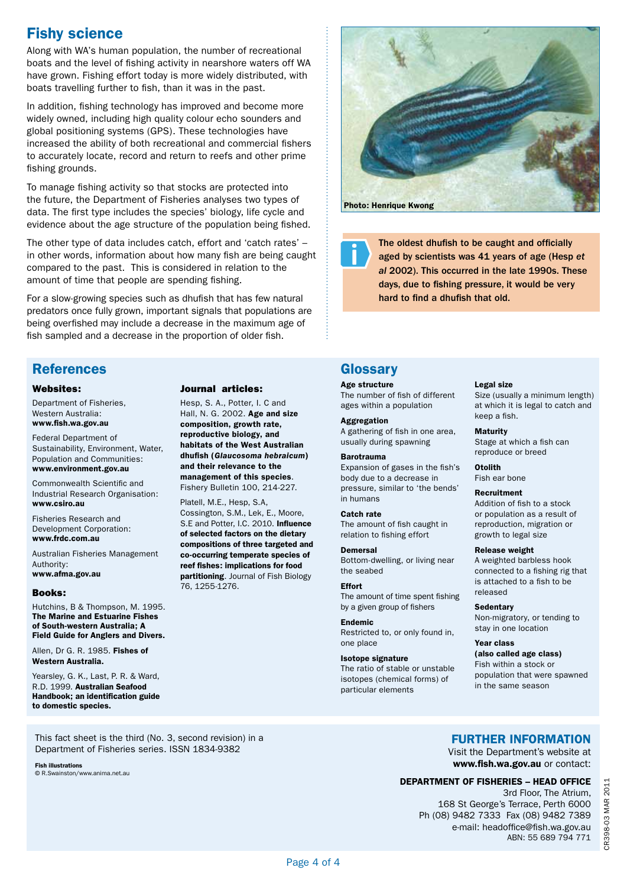## Fishy science

Along with WA's human population, the number of recreational boats and the level of fishing activity in nearshore waters off WA have grown. Fishing effort today is more widely distributed, with boats travelling further to fish, than it was in the past.

In addition, fishing technology has improved and become more widely owned, including high quality colour echo sounders and global positioning systems (GPS). These technologies have increased the ability of both recreational and commercial fishers to accurately locate, record and return to reefs and other prime fishing grounds.

To manage fishing activity so that stocks are protected into the future, the Department of Fisheries analyses two types of data. The first type includes the species' biology, life cycle and evidence about the age structure of the population being fished.

The other type of data includes catch, effort and 'catch rates' – in other words, information about how many fish are being caught compared to the past. This is considered in relation to the amount of time that people are spending fishing.

For a slow-growing species such as dhufish that has few natural predators once fully grown, important signals that populations are being overfished may include a decrease in the maximum age of fish sampled and a decrease in the proportion of older fish.

Photo: Henrique Kwong

**The oldest dhufish to be caught and officially aged by scientists was 41 years of age (Hesp *et al* 2002). This occurred in the late 1990s. These days, due to fishing pressure, it would be very hard to find a dhufish that old.**

## References

### Websites:

Department of Fisheries, Western Australia:
**www.fish.wa.gov.au**

Federal Department of Sustainability, Environment, Water, Population and Communities:
**www.environment.gov.au**

Commonwealth Scientific and Industrial Research Organisation:
**www.csiro.au**

Fisheries Research and Development Corporation:
**www.frdc.com.au**

Australian Fisheries Management Authority:
**www.afma.gov.au**

### Books:

Hutchins, B & Thompson, M. 1995. **The Marine and Estuarine Fishes of South-western Australia; A Field Guide for Anglers and Divers.**

Allen, Dr G. R. 1985. **Fishes of Western Australia.**

Yearsley, G. K., Last, P. R. & Ward, R.D. 1999. **Australian Seafood Handbook; an identification guide to domestic species.**

### Journal articles:

Hesp, S. A., Potter, I. C and Hall, N. G. 2002. **Age and size composition, growth rate, reproductive biology, and habitats of the West Australian dhufish (*Glaucosoma hebraicum*) and their relevance to the management of this species**. Fishery Bulletin 100, 214-227.

Platell, M.E., Hesp, S.A, Cossington, S.M., Lek, E., Moore, S.E and Potter, I.C. 2010. **Influence of selected factors on the dietary compositions of three targeted and co-occurring temperate species of reef fishes: implications for food partitioning**. Journal of Fish Biology 76, 1255-1276.

## Glossary

**Age structure**
The number of fish of different ages within a population

**Aggregation**
A gathering of fish in one area, usually during spawning

**Barotrauma**
Expansion of gases in the fish's body due to a decrease in pressure, similar to 'the bends' in humans

**Catch rate**
The amount of fish caught in relation to fishing effort

**Demersal**
Bottom-dwelling, or living near the seabed

**Effort**
The amount of time spent fishing by a given group of fishers

**Endemic**
Restricted to, or only found in, one place

**Isotope signature**
The ratio of stable or unstable isotopes (chemical forms) of particular elements

**Legal size**
Size (usually a minimum length) at which it is legal to catch and keep a fish.

**Maturity**
Stage at which a fish can reproduce or breed

**Otolith**
Fish ear bone

**Recruitment**
Addition of fish to a stock or population as a result of reproduction, migration or growth to legal size

**Release weight**
A weighted barbless hook connected to a fishing rig that is attached to a fish to be released

**Sedentary**
Non-migratory, or tending to stay in one location

**Year class (also called age class)**
Fish within a stock or population that were spawned in the same season

This fact sheet is the third (No. 3, second revision) in a Department of Fisheries series. ISSN 1834-9382

**Fish illustrations**
© R.Swainston/www.anima.net.au

## FURTHER INFORMATION

Visit the Department's website at **www.fish.wa.gov.au** or contact:

**DEPARTMENT OF FISHERIES – HEAD OFFICE**
3rd Floor, The Atrium,
168 St George's Terrace, Perth 6000
Ph (08) 9482 7333 Fax (08) 9482 7389
e-mail: headoffice@fish.wa.gov.au
ABN: 55 689 794 771

CR398-03 MAR 2011